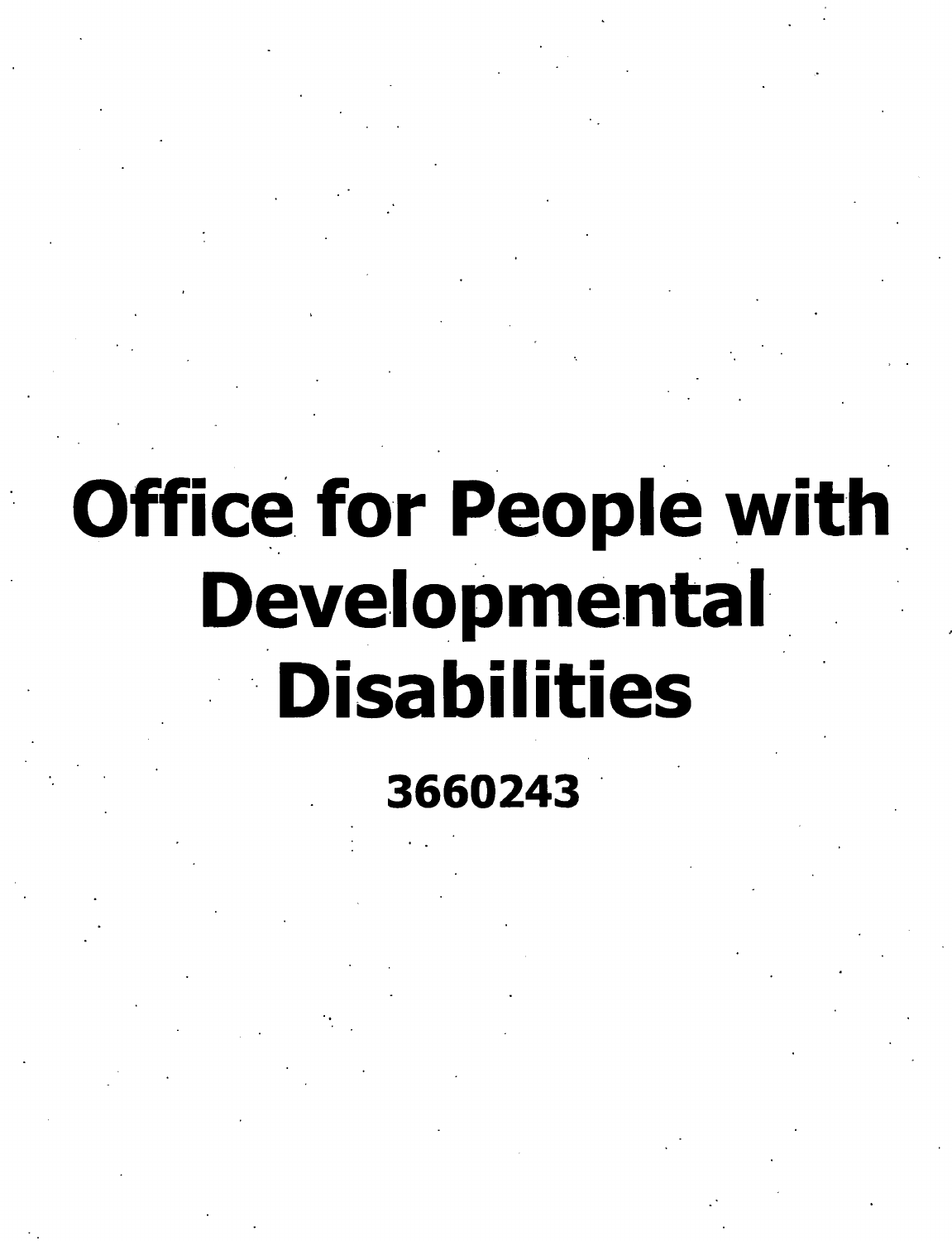# Office for People with Developmental Disabilities

**3660243**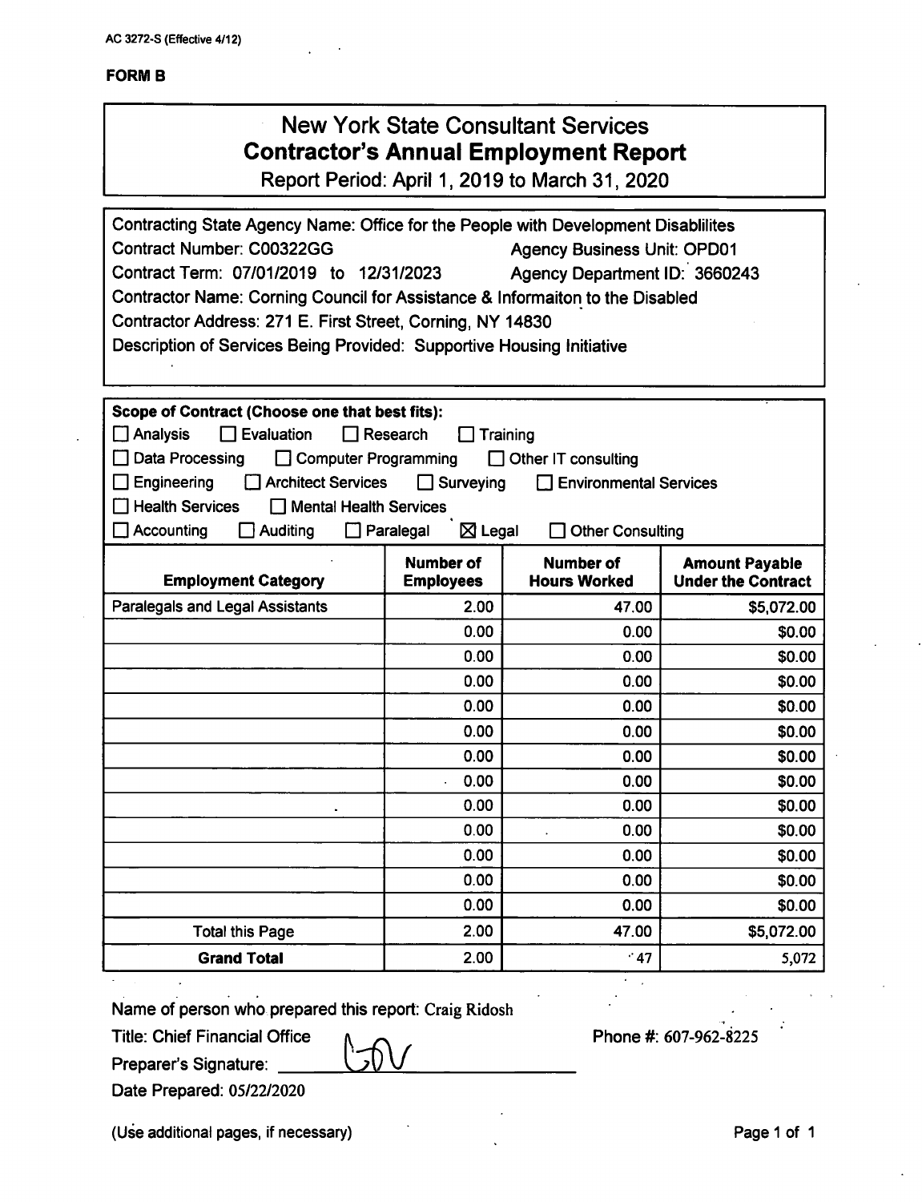AC 3272-S (Effective 4/12)

**FORM B**

# New York State Consultant Services
## Contractor's Annual Employment Report

Report Period: April 1, 2019 to March 31, 2020

Contracting State Agency Name: Office for the People with Development Disablilites
Contract Number: C00322GG　　Agency Business Unit: OPD01
Contract Term: 07/01/2019 to 12/31/2023　　Agency Department ID: 3660243
Contractor Name: Corning Council for Assistance & Informaiton to the Disabled
Contractor Address: 271 E. First Street, Corning, NY 14830
Description of Services Being Provided: Supportive Housing Initiative

**Scope of Contract (Choose one that best fits):**

☐ Analysis ☐ Evaluation ☐ Research ☐ Training
☐ Data Processing ☐ Computer Programming ☐ Other IT consulting
☐ Engineering ☐ Architect Services ☐ Surveying ☐ Environmental Services
☐ Health Services ☐ Mental Health Services
☐ Accounting ☐ Auditing ☐ Paralegal ☒ Legal ☐ Other Consulting

| Employment Category | Number of Employees | Number of Hours Worked | Amount Payable Under the Contract |
|---|---|---|---|
| Paralegals and Legal Assistants | 2.00 | 47.00 | $5,072.00 |
| | 0.00 | 0.00 | $0.00 |
| | 0.00 | 0.00 | $0.00 |
| | 0.00 | 0.00 | $0.00 |
| | 0.00 | 0.00 | $0.00 |
| | 0.00 | 0.00 | $0.00 |
| | 0.00 | 0.00 | $0.00 |
| | 0.00 | 0.00 | $0.00 |
| | 0.00 | 0.00 | $0.00 |
| | 0.00 | 0.00 | $0.00 |
| | 0.00 | 0.00 | $0.00 |
| | 0.00 | 0.00 | $0.00 |
| | 0.00 | 0.00 | $0.00 |
| Total this Page | 2.00 | 47.00 | $5,072.00 |
| **Grand Total** | 2.00 | 47 | 5,072 |

Name of person who prepared this report: Craig Ridosh
Title: Chief Financial Office　　Phone #: 607-962-8225
Preparer's Signature: CR
Date Prepared: 05/22/2020

(Use additional pages, if necessary)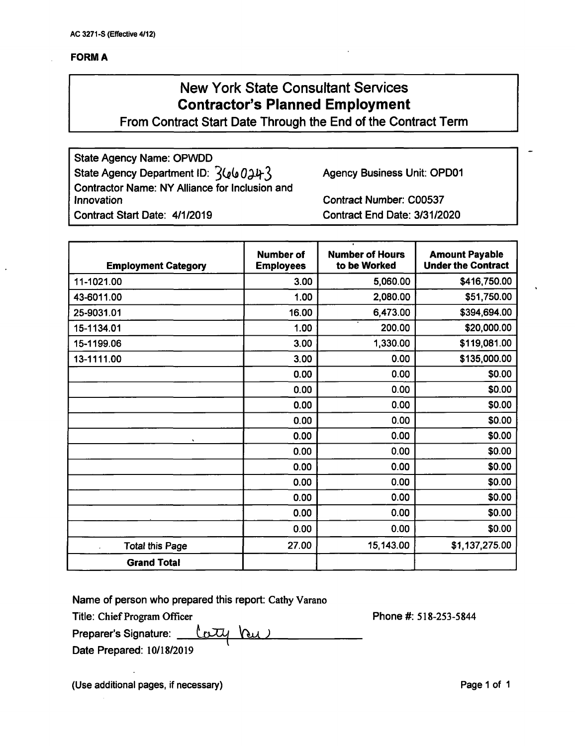AC 3271-S (Effective 4/12)

**FORM A**

# New York State Consultant Services
## Contractor's Planned Employment
### From Contract Start Date Through the End of the Contract Term

State Agency Name: OPWDD
State Agency Department ID: 3660243
Agency Business Unit: OPD01
Contractor Name: NY Alliance for Inclusion and Innovation
Contract Number: C00537
Contract Start Date: 4/1/2019
Contract End Date: 3/31/2020

| Employment Category | Number of Employees | Number of Hours to be Worked | Amount Payable Under the Contract |
|---|---|---|---|
| 11-1021.00 | 3.00 | 5,060.00 | $416,750.00 |
| 43-6011.00 | 1.00 | 2,080.00 | $51,750.00 |
| 25-9031.01 | 16.00 | 6,473.00 | $394,694.00 |
| 15-1134.01 | 1.00 | 200.00 | $20,000.00 |
| 15-1199.06 | 3.00 | 1,330.00 | $119,081.00 |
| 13-1111.00 | 3.00 | 0.00 | $135,000.00 |
| | 0.00 | 0.00 | $0.00 |
| | 0.00 | 0.00 | $0.00 |
| | 0.00 | 0.00 | $0.00 |
| | 0.00 | 0.00 | $0.00 |
| | 0.00 | 0.00 | $0.00 |
| | 0.00 | 0.00 | $0.00 |
| | 0.00 | 0.00 | $0.00 |
| | 0.00 | 0.00 | $0.00 |
| | 0.00 | 0.00 | $0.00 |
| | 0.00 | 0.00 | $0.00 |
| | 0.00 | 0.00 | $0.00 |
| Total this Page | 27.00 | 15,143.00 | $1,137,275.00 |
| **Grand Total** | | | |

Name of person who prepared this report: Cathy Varano
Title: Chief Program Officer
Phone #: 518-253-5844
Preparer's Signature: Cathy Varano
Date Prepared: 10/18/2019

(Use additional pages, if necessary)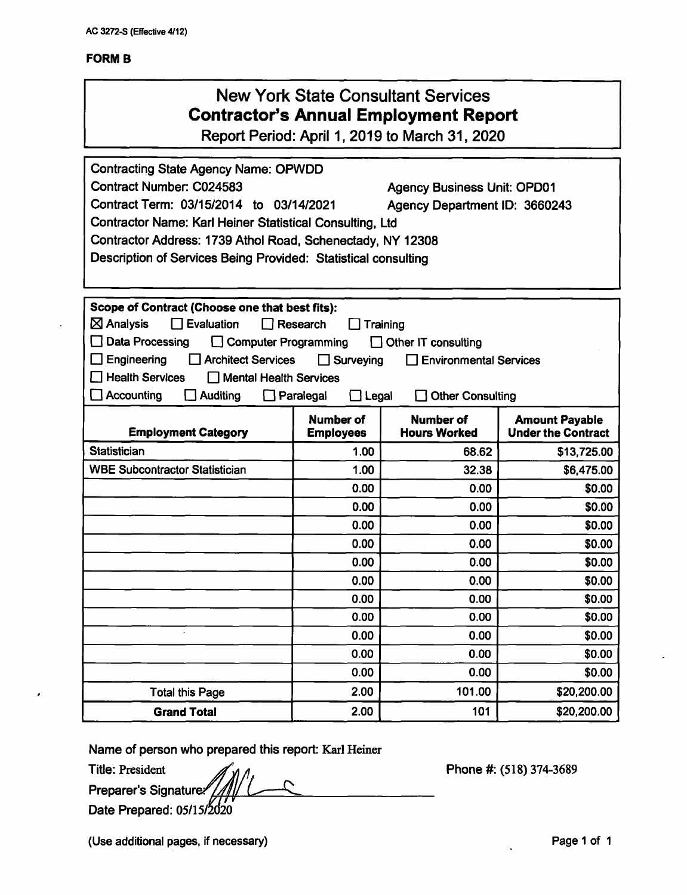AC 3272-S (Effective 4/12)

**FORM B**

# New York State Consultant Services
## Contractor's Annual Employment Report
Report Period: April 1, 2019 to March 31, 2020

Contracting State Agency Name: OPWDD
Contract Number: C024583 Agency Business Unit: OPD01
Contract Term: 03/15/2014 to 03/14/2021 Agency Department ID: 3660243
Contractor Name: Karl Heiner Statistical Consulting, Ltd
Contractor Address: 1739 Athol Road, Schenectady, NY 12308
Description of Services Being Provided: Statistical consulting

**Scope of Contract (Choose one that best fits):**

☒ Analysis ☐ Evaluation ☐ Research ☐ Training
☐ Data Processing ☐ Computer Programming ☐ Other IT consulting
☐ Engineering ☐ Architect Services ☐ Surveying ☐ Environmental Services
☐ Health Services ☐ Mental Health Services
☐ Accounting ☐ Auditing ☐ Paralegal ☐ Legal ☐ Other Consulting

| Employment Category | Number of Employees | Number of Hours Worked | Amount Payable Under the Contract |
|---|---|---|---|
| Statistician | 1.00 | 68.62 | $13,725.00 |
| WBE Subcontractor Statistician | 1.00 | 32.38 | $6,475.00 |
| | 0.00 | 0.00 | $0.00 |
| | 0.00 | 0.00 | $0.00 |
| | 0.00 | 0.00 | $0.00 |
| | 0.00 | 0.00 | $0.00 |
| | 0.00 | 0.00 | $0.00 |
| | 0.00 | 0.00 | $0.00 |
| | 0.00 | 0.00 | $0.00 |
| | 0.00 | 0.00 | $0.00 |
| | 0.00 | 0.00 | $0.00 |
| | 0.00 | 0.00 | $0.00 |
| | 0.00 | 0.00 | $0.00 |
| Total this Page | 2.00 | 101.00 | $20,200.00 |
| **Grand Total** | 2.00 | 101 | $20,200.00 |

Name of person who prepared this report: Karl Heiner
Title: President Phone #: (518) 374-3689
Preparer's Signature: [signature]
Date Prepared: 05/15/2020

(Use additional pages, if necessary)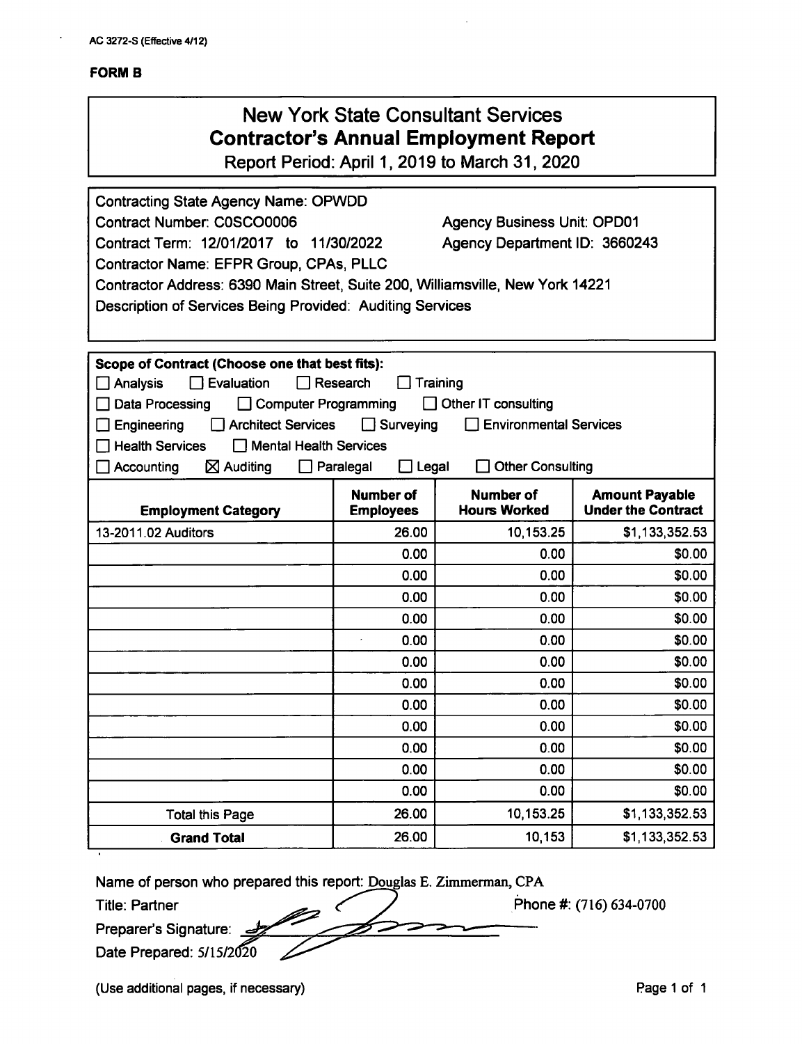AC 3272-S (Effective 4/12)

**FORM B**

# New York State Consultant Services
## Contractor's Annual Employment Report

Report Period: April 1, 2019 to March 31, 2020

Contracting State Agency Name: OPWDD
Contract Number: C0SCO0006 Agency Business Unit: OPD01
Contract Term: 12/01/2017 to 11/30/2022 Agency Department ID: 3660243
Contractor Name: EFPR Group, CPAs, PLLC
Contractor Address: 6390 Main Street, Suite 200, Williamsville, New York 14221
Description of Services Being Provided: Auditing Services

**Scope of Contract (Choose one that best fits):**

☐ Analysis ☐ Evaluation ☐ Research ☐ Training
☐ Data Processing ☐ Computer Programming ☐ Other IT consulting
☐ Engineering ☐ Architect Services ☐ Surveying ☐ Environmental Services
☐ Health Services ☐ Mental Health Services
☐ Accounting ☒ Auditing ☐ Paralegal ☐ Legal ☐ Other Consulting

| Employment Category | Number of Employees | Number of Hours Worked | Amount Payable Under the Contract |
|---|---|---|---|
| 13-2011.02 Auditors | 26.00 | 10,153.25 | $1,133,352.53 |
| | 0.00 | 0.00 | $0.00 |
| | 0.00 | 0.00 | $0.00 |
| | 0.00 | 0.00 | $0.00 |
| | 0.00 | 0.00 | $0.00 |
| | 0.00 | 0.00 | $0.00 |
| | 0.00 | 0.00 | $0.00 |
| | 0.00 | 0.00 | $0.00 |
| | 0.00 | 0.00 | $0.00 |
| | 0.00 | 0.00 | $0.00 |
| | 0.00 | 0.00 | $0.00 |
| | 0.00 | 0.00 | $0.00 |
| | 0.00 | 0.00 | $0.00 |
| Total this Page | 26.00 | 10,153.25 | $1,133,352.53 |
| **Grand Total** | 26.00 | 10,153 | $1,133,352.53 |

Name of person who prepared this report: Douglas E. Zimmerman, CPA
Title: Partner Phone #: (716) 634-0700
Preparer's Signature:
Date Prepared: 5/15/2020

(Use additional pages, if necessary)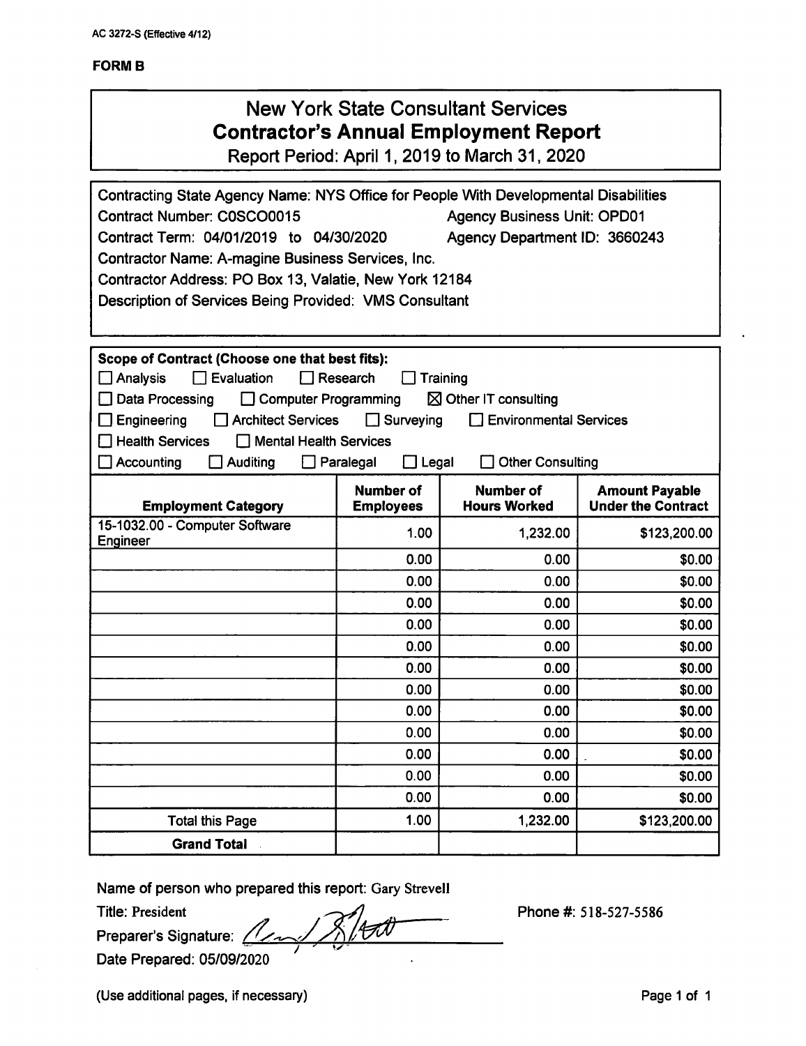AC 3272-S (Effective 4/12)

**FORM B**

# New York State Consultant Services
## Contractor's Annual Employment Report
Report Period: April 1, 2019 to March 31, 2020

Contracting State Agency Name: NYS Office for People With Developmental Disabilities
Contract Number: C0SCO0015 Agency Business Unit: OPD01
Contract Term: 04/01/2019 to 04/30/2020 Agency Department ID: 3660243
Contractor Name: A-magine Business Services, Inc.
Contractor Address: PO Box 13, Valatie, New York 12184
Description of Services Being Provided: VMS Consultant

**Scope of Contract (Choose one that best fits):**

- ☐ Analysis ☐ Evaluation ☐ Research ☐ Training
- ☐ Data Processing ☐ Computer Programming ☒ Other IT consulting
- ☐ Engineering ☐ Architect Services ☐ Surveying ☐ Environmental Services
- ☐ Health Services ☐ Mental Health Services
- ☐ Accounting ☐ Auditing ☐ Paralegal ☐ Legal ☐ Other Consulting

| Employment Category | Number of Employees | Number of Hours Worked | Amount Payable Under the Contract |
|---|---|---|---|
| 15-1032.00 - Computer Software Engineer | 1.00 | 1,232.00 | $123,200.00 |
| | 0.00 | 0.00 | $0.00 |
| | 0.00 | 0.00 | $0.00 |
| | 0.00 | 0.00 | $0.00 |
| | 0.00 | 0.00 | $0.00 |
| | 0.00 | 0.00 | $0.00 |
| | 0.00 | 0.00 | $0.00 |
| | 0.00 | 0.00 | $0.00 |
| | 0.00 | 0.00 | $0.00 |
| | 0.00 | 0.00 | $0.00 |
| | 0.00 | 0.00 | $0.00 |
| | 0.00 | 0.00 | $0.00 |
| | 0.00 | 0.00 | $0.00 |
| Total this Page | 1.00 | 1,232.00 | $123,200.00 |
| **Grand Total** | | | |

Name of person who prepared this report: Gary Strevell

Title: President

Preparer's Signature:

Phone #: 518-527-5586

Date Prepared: 05/09/2020

(Use additional pages, if necessary)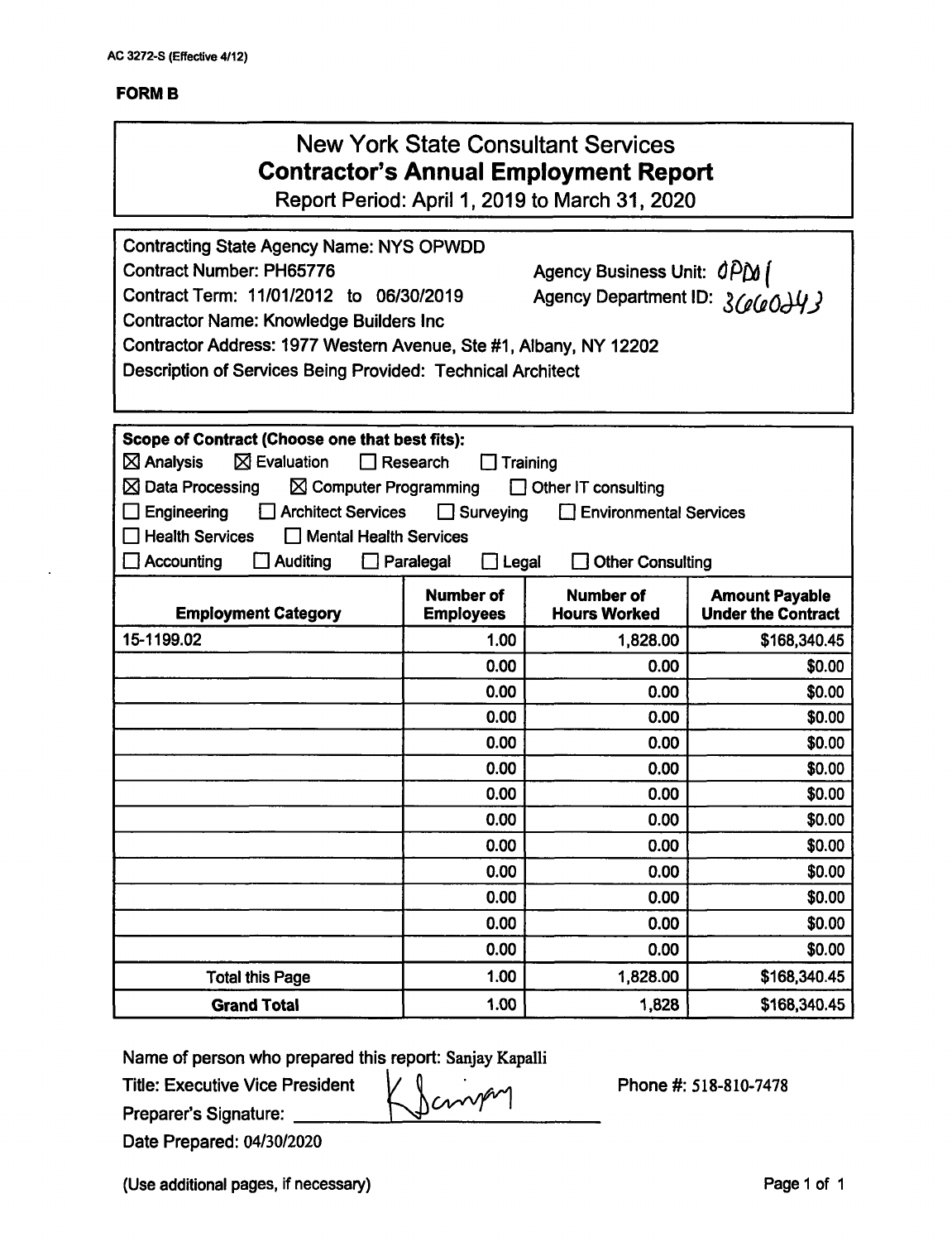AC 3272-S (Effective 4/12)

**FORM B**

# New York State Consultant Services
## Contractor's Annual Employment Report

Report Period: April 1, 2019 to March 31, 2020

Contracting State Agency Name: NYS OPWDD
Contract Number: PH65776 Agency Business Unit: OPD01
Contract Term: 11/01/2012 to 06/30/2019 Agency Department ID: 3660243
Contractor Name: Knowledge Builders Inc
Contractor Address: 1977 Western Avenue, Ste #1, Albany, NY 12202
Description of Services Being Provided: Technical Architect

**Scope of Contract (Choose one that best fits):**

☒ Analysis ☒ Evaluation ☐ Research ☐ Training
☒ Data Processing ☒ Computer Programming ☐ Other IT consulting
☐ Engineering ☐ Architect Services ☐ Surveying ☐ Environmental Services
☐ Health Services ☐ Mental Health Services
☐ Accounting ☐ Auditing ☐ Paralegal ☐ Legal ☐ Other Consulting

| Employment Category | Number of Employees | Number of Hours Worked | Amount Payable Under the Contract |
|---|---|---|---|
| 15-1199.02 | 1.00 | 1,828.00 | $168,340.45 |
| | 0.00 | 0.00 | $0.00 |
| | 0.00 | 0.00 | $0.00 |
| | 0.00 | 0.00 | $0.00 |
| | 0.00 | 0.00 | $0.00 |
| | 0.00 | 0.00 | $0.00 |
| | 0.00 | 0.00 | $0.00 |
| | 0.00 | 0.00 | $0.00 |
| | 0.00 | 0.00 | $0.00 |
| | 0.00 | 0.00 | $0.00 |
| | 0.00 | 0.00 | $0.00 |
| | 0.00 | 0.00 | $0.00 |
| | 0.00 | 0.00 | $0.00 |
| Total this Page | 1.00 | 1,828.00 | $168,340.45 |
| **Grand Total** | 1.00 | 1,828 | $168,340.45 |

Name of person who prepared this report: Sanjay Kapalli
Title: Executive Vice President
Preparer's Signature: [signature]
Phone #: 518-810-7478
Date Prepared: 04/30/2020

(Use additional pages, if necessary)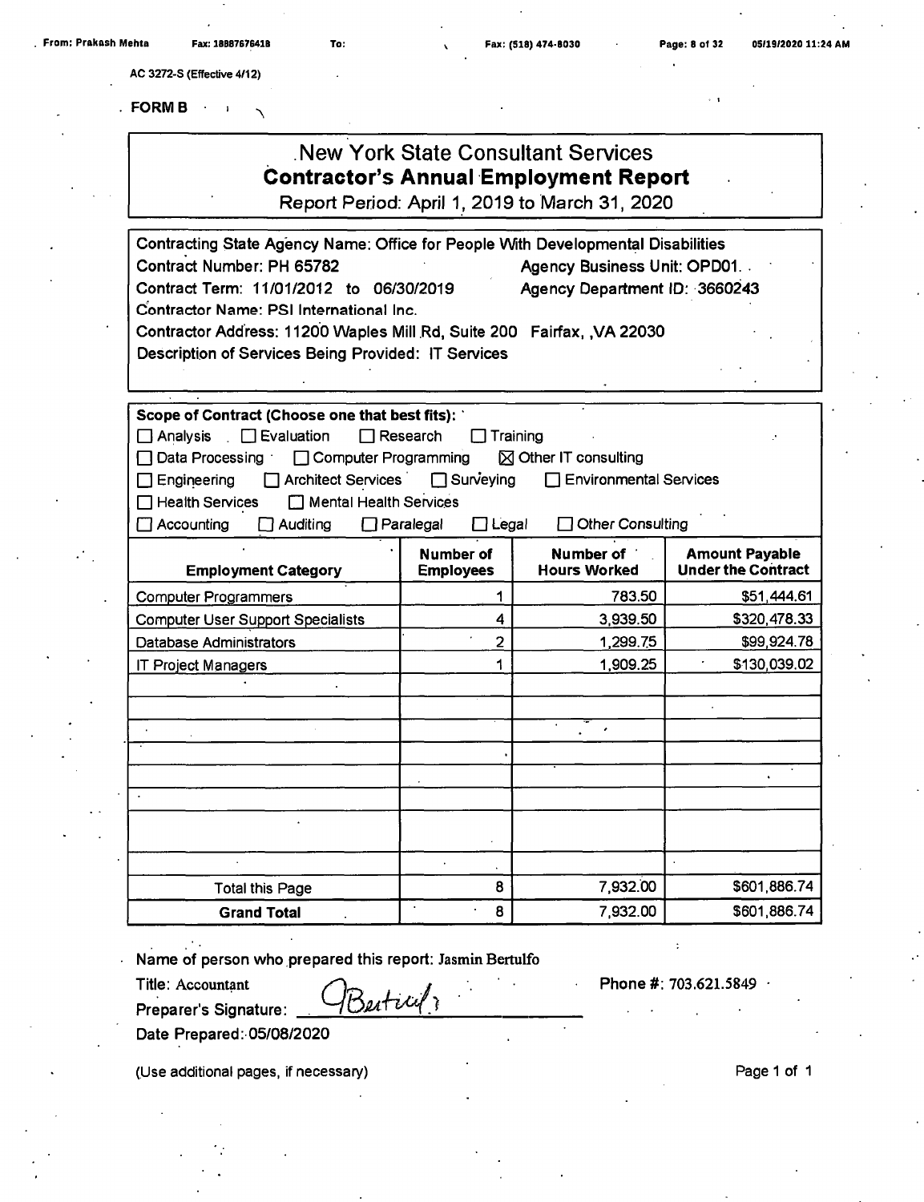AC 3272-S (Effective 4/12)

**FORM B**

# New York State Consultant Services
## Contractor's Annual Employment Report
Report Period: April 1, 2019 to March 31, 2020

Contracting State Agency Name: Office for People With Developmental Disabilities
Contract Number: PH 65782 Agency Business Unit: OPD01
Contract Term: 11/01/2012 to 06/30/2019 Agency Department ID: 3660243
Contractor Name: PSI International Inc.
Contractor Address: 11200 Waples Mill Rd, Suite 200 Fairfax, VA 22030
Description of Services Being Provided: IT Services

**Scope of Contract (Choose one that best fits):**
☐ Analysis ☐ Evaluation ☐ Research ☐ Training
☐ Data Processing ☐ Computer Programming ☒ Other IT consulting
☐ Engineering ☐ Architect Services ☐ Surveying ☐ Environmental Services
☐ Health Services ☐ Mental Health Services
☐ Accounting ☐ Auditing ☐ Paralegal ☐ Legal ☐ Other Consulting

| Employment Category | Number of Employees | Number of Hours Worked | Amount Payable Under the Contract |
|---|---|---|---|
| Computer Programmers | 1 | 783.50 | $51,444.61 |
| Computer User Support Specialists | 4 | 3,939.50 | $320,478.33 |
| Database Administrators | 2 | 1,299.75 | $99,924.78 |
| IT Project Managers | 1 | 1,909.25 | $130,039.02 |
| | | | |
| | | | |
| | | | |
| | | | |
| | | | |
| | | | |
| | | | |
| | | | |
| Total this Page | 8 | 7,932.00 | $601,886.74 |
| **Grand Total** | 8 | 7,932.00 | $601,886.74 |

Name of person who prepared this report: Jasmin Bertulfo
Title: Accountant Phone #: 703.621.5849
Preparer's Signature: JBertulfo
Date Prepared: 05/08/2020

(Use additional pages, if necessary)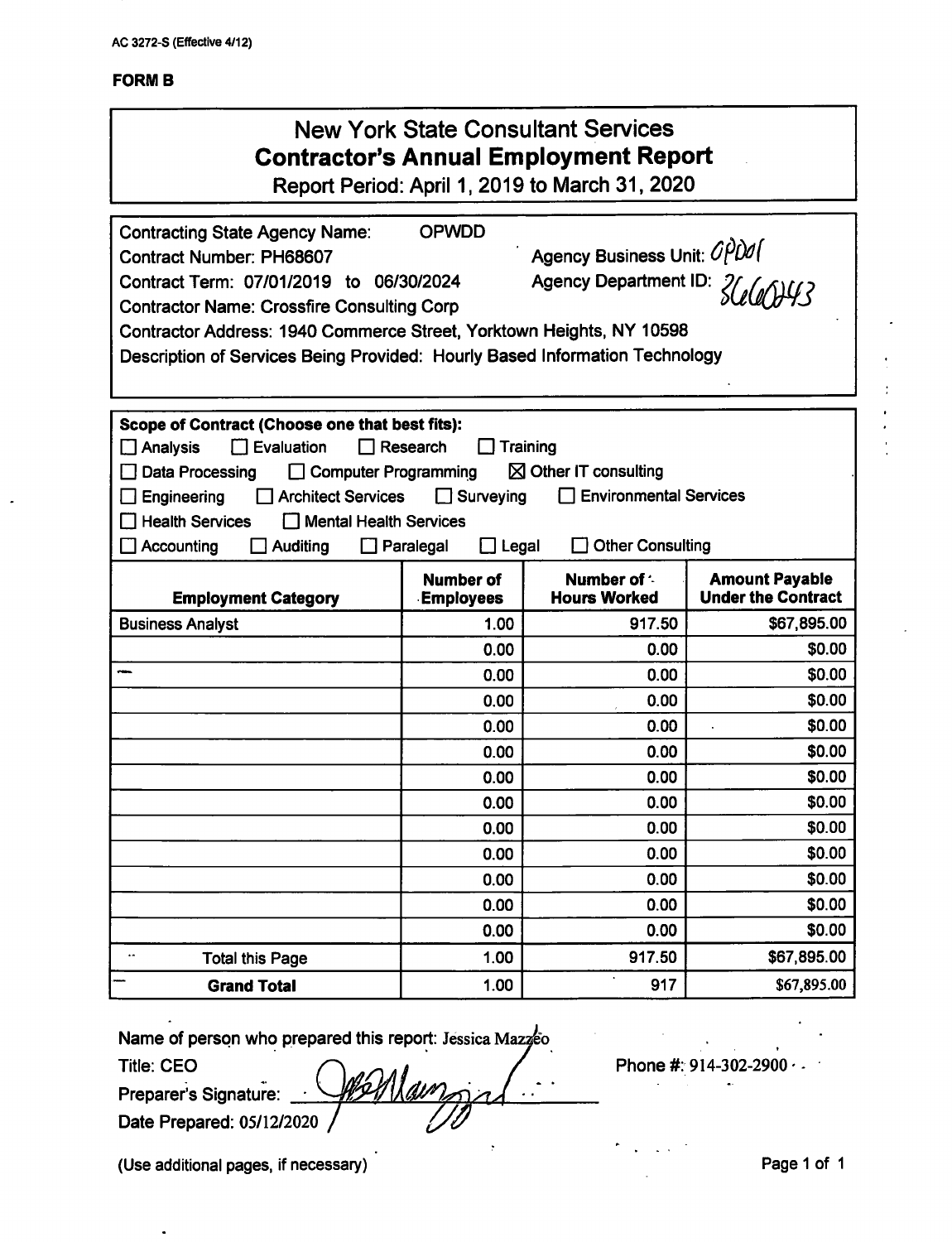AC 3272-S (Effective 4/12)

**FORM B**

# New York State Consultant Services
## Contractor's Annual Employment Report
### Report Period: April 1, 2019 to March 31, 2020

Contracting State Agency Name: OPWDD
Contract Number: PH68607 Agency Business Unit: OPD01
Contract Term: 07/01/2019 to 06/30/2024 Agency Department ID: 3660043
Contractor Name: Crossfire Consulting Corp
Contractor Address: 1940 Commerce Street, Yorktown Heights, NY 10598
Description of Services Being Provided: Hourly Based Information Technology

**Scope of Contract (Choose one that best fits):**

☐ Analysis ☐ Evaluation ☐ Research ☐ Training
☐ Data Processing ☐ Computer Programming ☒ Other IT consulting
☐ Engineering ☐ Architect Services ☐ Surveying ☐ Environmental Services
☐ Health Services ☐ Mental Health Services
☐ Accounting ☐ Auditing ☐ Paralegal ☐ Legal ☐ Other Consulting

| Employment Category | Number of Employees | Number of Hours Worked | Amount Payable Under the Contract |
|---|---|---|---|
| Business Analyst | 1.00 | 917.50 | $67,895.00 |
| | 0.00 | 0.00 | $0.00 |
| | 0.00 | 0.00 | $0.00 |
| | 0.00 | 0.00 | $0.00 |
| | 0.00 | 0.00 | $0.00 |
| | 0.00 | 0.00 | $0.00 |
| | 0.00 | 0.00 | $0.00 |
| | 0.00 | 0.00 | $0.00 |
| | 0.00 | 0.00 | $0.00 |
| | 0.00 | 0.00 | $0.00 |
| | 0.00 | 0.00 | $0.00 |
| | 0.00 | 0.00 | $0.00 |
| | 0.00 | 0.00 | $0.00 |
| Total this Page | 1.00 | 917.50 | $67,895.00 |
| **Grand Total** | 1.00 | 917 | $67,895.00 |

Name of person who prepared this report: Jessica Mazzeo
Title: CEO Phone #: 914-302-2900
Preparer's Signature: [signature]
Date Prepared: 05/12/2020

(Use additional pages, if necessary)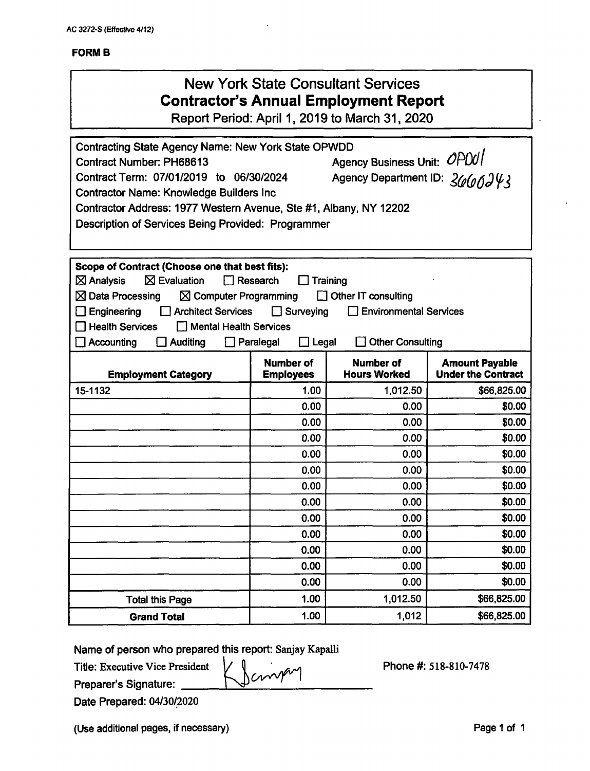AC 3272-S (Effective 4/12)

**FORM B**

# New York State Consultant Services
## Contractor's Annual Employment Report
Report Period: April 1, 2019 to March 31, 2020

Contracting State Agency Name: New York State OPWDD
Contract Number: PH68613 Agency Business Unit: OPD01
Contract Term: 07/01/2019 to 06/30/2024 Agency Department ID: 3660243
Contractor Name: Knowledge Builders Inc
Contractor Address: 1977 Western Avenue, Ste #1, Albany, NY 12202
Description of Services Being Provided: Programmer

**Scope of Contract (Choose one that best fits):**
☒ Analysis ☒ Evaluation ☐ Research ☐ Training
☒ Data Processing ☒ Computer Programming ☐ Other IT consulting
☐ Engineering ☐ Architect Services ☐ Surveying ☐ Environmental Services
☐ Health Services ☐ Mental Health Services
☐ Accounting ☐ Auditing ☐ Paralegal ☐ Legal ☐ Other Consulting

| Employment Category | Number of Employees | Number of Hours Worked | Amount Payable Under the Contract |
|---|---|---|---|
| 15-1132 | 1.00 | 1,012.50 | $66,825.00 |
| | 0.00 | 0.00 | $0.00 |
| | 0.00 | 0.00 | $0.00 |
| | 0.00 | 0.00 | $0.00 |
| | 0.00 | 0.00 | $0.00 |
| | 0.00 | 0.00 | $0.00 |
| | 0.00 | 0.00 | $0.00 |
| | 0.00 | 0.00 | $0.00 |
| | 0.00 | 0.00 | $0.00 |
| | 0.00 | 0.00 | $0.00 |
| | 0.00 | 0.00 | $0.00 |
| | 0.00 | 0.00 | $0.00 |
| | 0.00 | 0.00 | $0.00 |
| Total this Page | 1.00 | 1,012.50 | $66,825.00 |
| **Grand Total** | 1.00 | 1,012 | $66,825.00 |

Name of person who prepared this report: Sanjay Kapalli
Title: Executive Vice President Phone #: 518-810-7478
Preparer's Signature: [signature]
Date Prepared: 04/30/2020

(Use additional pages, if necessary)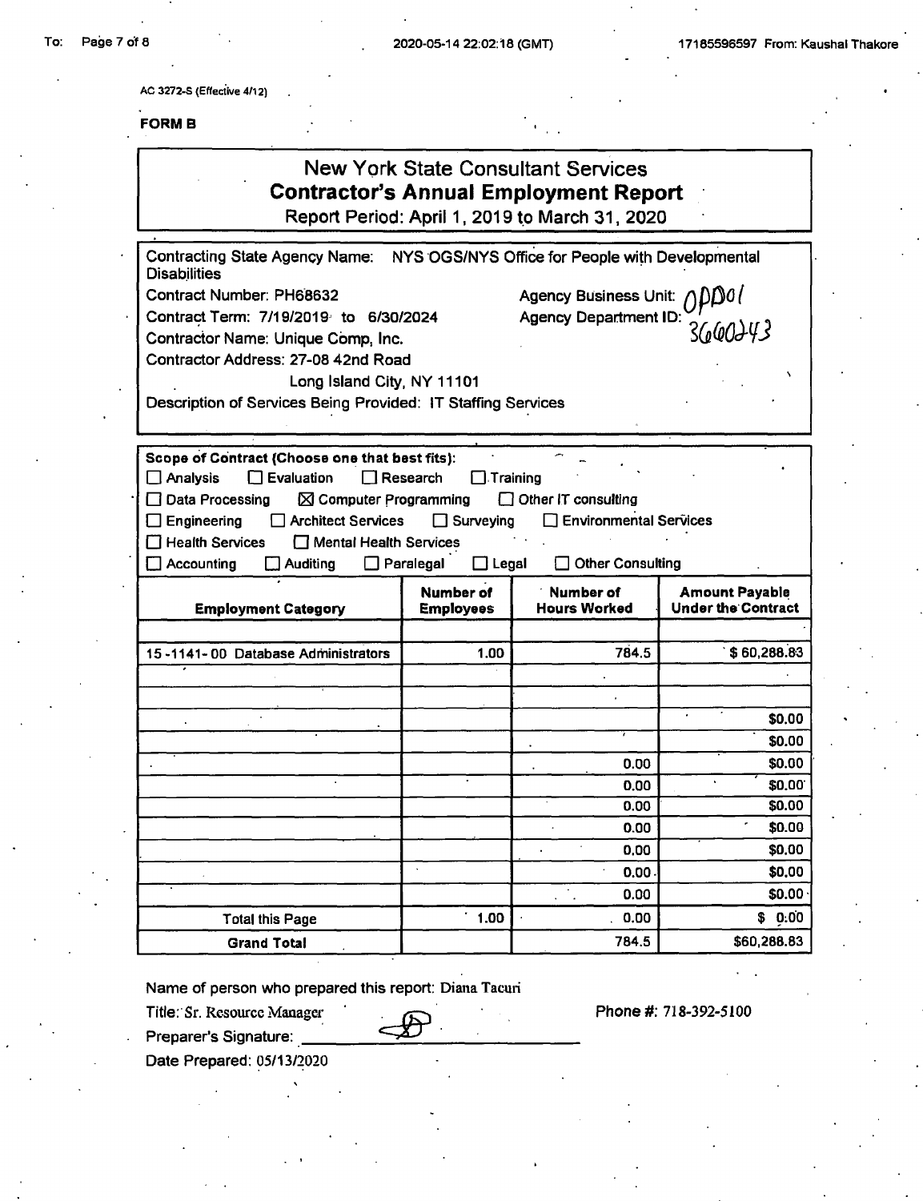AC 3272-S (Effective 4/12)

**FORM B**

# New York State Consultant Services
## Contractor's Annual Employment Report
Report Period: April 1, 2019 to March 31, 2020

Contracting State Agency Name: NYS OGS/NYS Office for People with Developmental Disabilities

Contract Number: PH68632 — Agency Business Unit: OPD01

Contract Term: 7/19/2019 to 6/30/2024 — Agency Department ID: 3660243

Contractor Name: Unique Comp, Inc.

Contractor Address: 27-08 42nd Road, Long Island City, NY 11101

Description of Services Being Provided: IT Staffing Services

**Scope of Contract (Choose one that best fits):**

- [ ] Analysis
- [ ] Evaluation
- [ ] Research
- [ ] Training
- [ ] Data Processing
- [x] Computer Programming
- [ ] Other IT consulting
- [ ] Engineering
- [ ] Architect Services
- [ ] Surveying
- [ ] Environmental Services
- [ ] Health Services
- [ ] Mental Health Services
- [ ] Accounting
- [ ] Auditing
- [ ] Paralegal
- [ ] Legal
- [ ] Other Consulting

| Employment Category | Number of Employees | Number of Hours Worked | Amount Payable Under the Contract |
|---|---|---|---|
| | | | |
| 15-1141-00 Database Administrators | 1.00 | 784.5 | $ 60,288.83 |
| | | | |
| | | | |
| | | | $0.00 |
| | | | $0.00 |
| | | 0.00 | $0.00 |
| | | 0.00 | $0.00 |
| | | 0.00 | $0.00 |
| | | 0.00 | $0.00 |
| | | 0.00 | $0.00 |
| | | 0.00 | $0.00 |
| | | 0.00 | $0.00 |
| Total this Page | 1.00 | 0.00 | $ 0.00 |
| Grand Total | | 784.5 | $60,288.83 |

Name of person who prepared this report: Diana Tacuri

Title: Sr. Resource Manager — Phone #: 718-392-5100

Preparer's Signature: ______

Date Prepared: 05/13/2020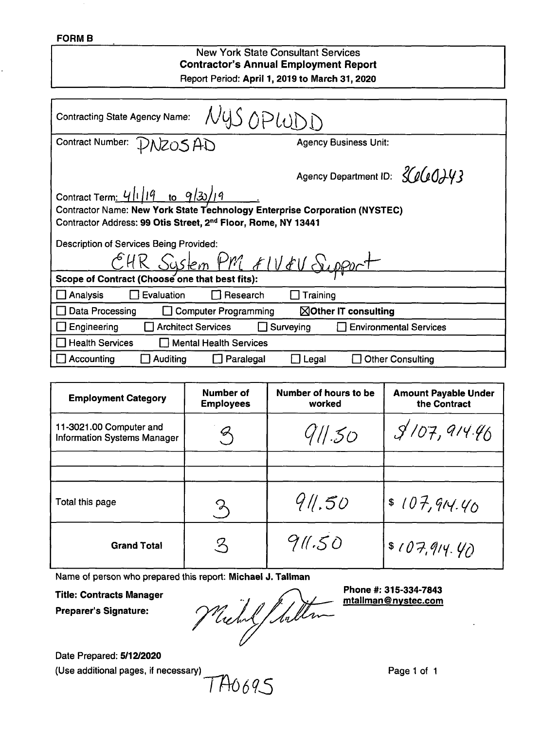**FORM B**

New York State Consultant Services
**Contractor's Annual Employment Report**
Report Period: **April 1, 2019 to March 31, 2020**

Contracting State Agency Name: NYS OPWDD

Contract Number: PN205AD

Agency Business Unit:

Agency Department ID: 3660243

Contract Term: 4/1/19 to 9/30/19

**Contractor Name: New York State Technology Enterprise Corporation (NYSTEC)**

**Contractor Address: 99 Otis Street, 2nd Floor, Rome, NY 13441**

Description of Services Being Provided:

EHR System PM & IV&V Support

**Scope of Contract (Choose one that best fits):**

- ☐ Analysis ☐ Evaluation ☐ Research ☐ Training
- ☐ Data Processing ☐ Computer Programming ☒ **Other IT consulting**
- ☐ Engineering ☐ Architect Services ☐ Surveying ☐ Environmental Services
- ☐ Health Services ☐ Mental Health Services
- ☐ Accounting ☐ Auditing ☐ Paralegal ☐ Legal ☐ Other Consulting

| Employment Category | Number of Employees | Number of hours to be worked | Amount Payable Under the Contract |
|---|---|---|---|
| 11-3021.00 Computer and Information Systems Manager | 3 | 911.50 | $107,914.40 |
| | | | |
| | | | |
| Total this page | 3 | 911.50 | $ 107,914.40 |
| **Grand Total** | 3 | 911.50 | $ 107,914.40 |

Name of person who prepared this report: **Michael J. Tallman**

**Title: Contracts Manager**

**Preparer's Signature:** Michael Tallman

**Phone #: 315-334-7843**
**mtallman@nystec.com**

Date Prepared: **5/12/2020**

(Use additional pages, if necessary)

TA0695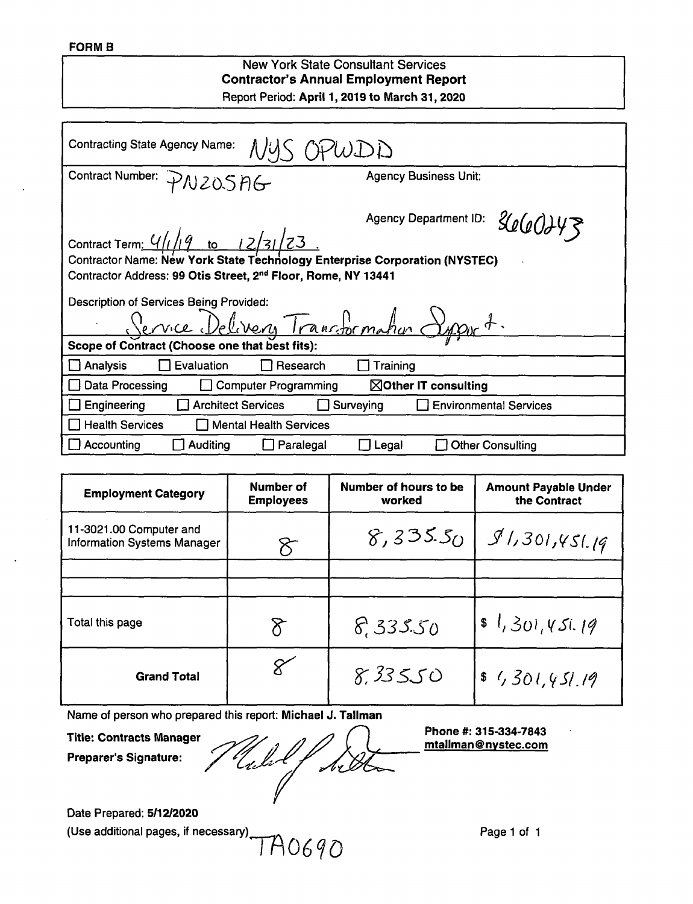**FORM B**

New York State Consultant Services
**Contractor's Annual Employment Report**
Report Period: **April 1, 2019 to March 31, 2020**

Contracting State Agency Name: NYS OPWDD

Contract Number: PN205AG

Agency Business Unit:

Agency Department ID: 3660243

Contract Term: 4/1/19 to 12/31/23.

Contractor Name: **New York State Technology Enterprise Corporation (NYSTEC)**

Contractor Address: **99 Otis Street, 2nd Floor, Rome, NY 13441**

Description of Services Being Provided:

Service Delivery Transformation Support.

**Scope of Contract (Choose one that best fits):**

- ☐ Analysis ☐ Evaluation ☐ Research ☐ Training
- ☐ Data Processing ☐ Computer Programming ☒ **Other IT consulting**
- ☐ Engineering ☐ Architect Services ☐ Surveying ☐ Environmental Services
- ☐ Health Services ☐ Mental Health Services
- ☐ Accounting ☐ Auditing ☐ Paralegal ☐ Legal ☐ Other Consulting

| Employment Category | Number of Employees | Number of hours to be worked | Amount Payable Under the Contract |
|---|---|---|---|
| 11-3021.00 Computer and Information Systems Manager | 8 | 8,335.50 | $1,301,451.19 |
| | | | |
| | | | |
| Total this page | 8 | 8,335.50 | $ 1,301,451.19 |
| **Grand Total** | 8 | 8,335.50 | $ 1,301,451.19 |

Name of person who prepared this report: **Michael J. Tallman**

**Title: Contracts Manager**

**Preparer's Signature:** *(signature)*

**Phone #: 315-334-7843**
**mtallman@nystec.com**

Date Prepared: **5/12/2020**

(Use additional pages, if necessary) TA0690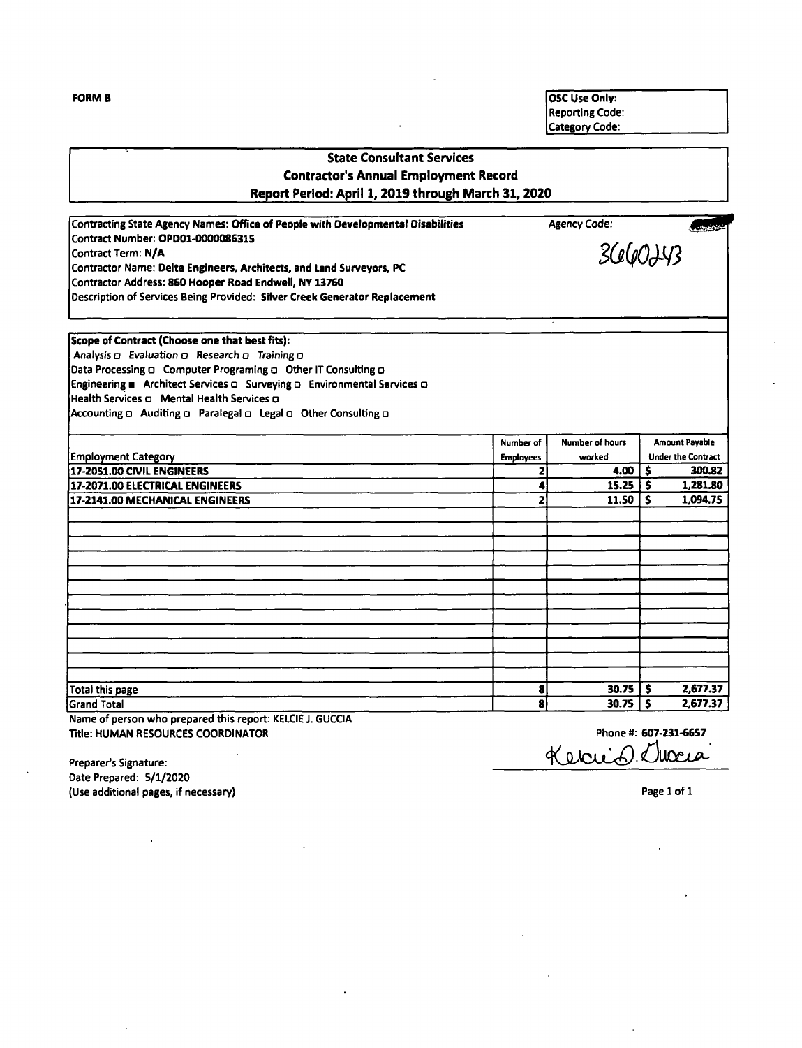FORM B

| OSC Use Only: |
|---|
| Reporting Code: |
| Category Code: |

## State Consultant Services
## Contractor's Annual Employment Record
## Report Period: April 1, 2019 through March 31, 2020

Contracting State Agency Names: **Office of People with Developmental Disabilities**
Agency Code: 3660243
Contract Number: **OPD01-0000086315**
Contract Term: **N/A**
Contractor Name: **Delta Engineers, Architects, and Land Surveyors, PC**
Contractor Address: **860 Hooper Road Endwell, NY 13760**
Description of Services Being Provided: **Silver Creek Generator Replacement**

**Scope of Contract (Choose one that best fits):**
*Analysis* □ *Evaluation* □ *Research* □ *Training* □
Data Processing □ Computer Programing □ Other IT Consulting □
Engineering ■ Architect Services □ Surveying □ Environmental Services □
Health Services □ Mental Health Services □
Accounting □ Auditing □ Paralegal □ Legal □ Other Consulting □

| Employment Category | Number of Employees | Number of hours worked | Amount Payable Under the Contract |
|---|---|---|---|
| **17-2051.00 CIVIL ENGINEERS** | **2** | **4.00** | **$ 300.82** |
| **17-2071.00 ELECTRICAL ENGINEERS** | **4** | **15.25** | **$ 1,281.80** |
| **17-2141.00 MECHANICAL ENGINEERS** | **2** | **11.50** | **$ 1,094.75** |
| | | | |
| | | | |
| | | | |
| | | | |
| | | | |
| | | | |
| | | | |
| | | | |
| | | | |
| | | | |
| | | | |
| | | | |
| Total this page | **8** | **30.75** | **$ 2,677.37** |
| Grand Total | **8** | **30.75** | **$ 2,677.37** |

Name of person who prepared this report: KELCIE J. GUCCIA
Title: HUMAN RESOURCES COORDINATOR
Phone #: **607-231-6657**

Preparer's Signature: Kelcie J. Guccia
Date Prepared: 5/1/2020
(Use additional pages, if necessary)

Page 1 of 1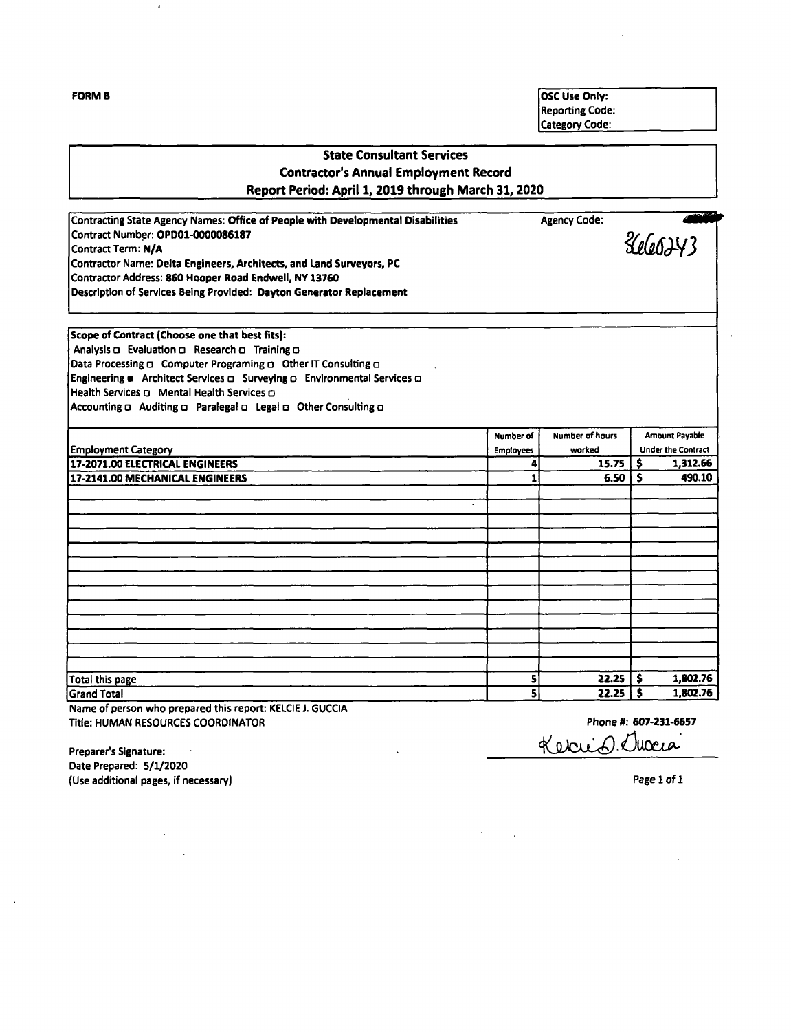**FORM B**

OSC Use Only:
Reporting Code:
Category Code:

## State Consultant Services
## Contractor's Annual Employment Record
## Report Period: April 1, 2019 through March 31, 2020

Contracting State Agency Names: **Office of People with Developmental Disabilities** Agency Code: 3660243
Contract Number: **OPD01-0000086187**
Contract Term: **N/A**
Contractor Name: **Delta Engineers, Architects, and Land Surveyors, PC**
Contractor Address: **860 Hooper Road Endwell, NY 13760**
Description of Services Being Provided: **Dayton Generator Replacement**

**Scope of Contract (Choose one that best fits):**
Analysis ☐ Evaluation ☐ Research ☐ Training ☐
Data Processing ☐ Computer Programing ☐ Other IT Consulting ☐
Engineering ■ Architect Services ☐ Surveying ☐ Environmental Services ☐
Health Services ☐ Mental Health Services ☐
Accounting ☐ Auditing ☐ Paralegal ☐ Legal ☐ Other Consulting ☐

| Employment Category | Number of Employees | Number of hours worked | Amount Payable Under the Contract |
|---|---|---|---|
| **17-2071.00 ELECTRICAL ENGINEERS** | 4 | 15.75 | $ 1,312.66 |
| **17-2141.00 MECHANICAL ENGINEERS** | 1 | 6.50 | $ 490.10 |
| | | | |
| | | | |
| | | | |
| | | | |
| | | | |
| | | | |
| | | | |
| | | | |
| | | | |
| | | | |
| | | | |
| | | | |
| | | | |
| | | | |
| Total this page | 5 | 22.25 | $ 1,802.76 |
| Grand Total | 5 | 22.25 | $ 1,802.76 |

Name of person who prepared this report: KELCIE J. GUCCIA
Title: HUMAN RESOURCES COORDINATOR

Phone #: **607-231-6657**

Preparer's Signature: Kelcie J. Guccia
Date Prepared: 5/1/2020
(Use additional pages, if necessary)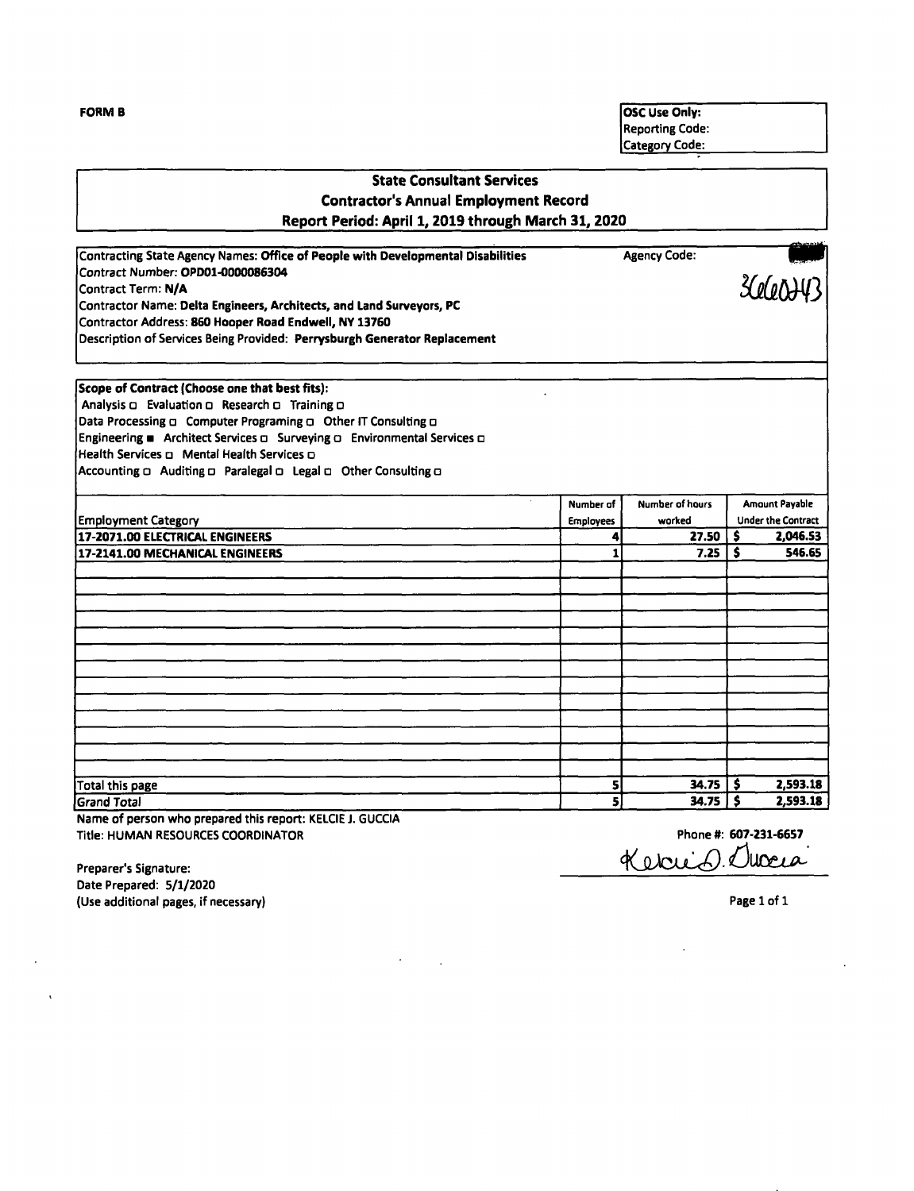**FORM B**

| OSC Use Only: |
|---|
| Reporting Code: |
| Category Code: |

## State Consultant Services
## Contractor's Annual Employment Record
## Report Period: April 1, 2019 through March 31, 2020

Contracting State Agency Names: **Office of People with Developmental Disabilities** Agency Code: 3660043

Contract Number: **OPD01-0000086304**

Contract Term: **N/A**

Contractor Name: **Delta Engineers, Architects, and Land Surveyors, PC**

Contractor Address: **860 Hooper Road Endwell, NY 13760**

Description of Services Being Provided: **Perrysburgh Generator Replacement**

**Scope of Contract (Choose one that best fits):**

Analysis ☐ Evaluation ☐ Research ☐ Training ☐
Data Processing ☐ Computer Programing ☐ Other IT Consulting ☐
Engineering ■ Architect Services ☐ Surveying ☐ Environmental Services ☐
Health Services ☐ Mental Health Services ☐
Accounting ☐ Auditing ☐ Paralegal ☐ Legal ☐ Other Consulting ☐

| Employment Category | Number of Employees | Number of hours worked | Amount Payable Under the Contract |
|---|---|---|---|
| **17-2071.00 ELECTRICAL ENGINEERS** | **4** | **27.50** | **$ 2,046.53** |
| **17-2141.00 MECHANICAL ENGINEERS** | **1** | **7.25** | **$ 546.65** |
| Total this page | **5** | **34.75** | **$ 2,593.18** |
| Grand Total | **5** | **34.75** | **$ 2,593.18** |

Name of person who prepared this report: KELCIE J. GUCCIA
Title: HUMAN RESOURCES COORDINATOR Phone #: **607-231-6657**

Preparer's Signature: Kelcie J. Guccia
Date Prepared: 5/1/2020
(Use additional pages, if necessary)

Page 1 of 1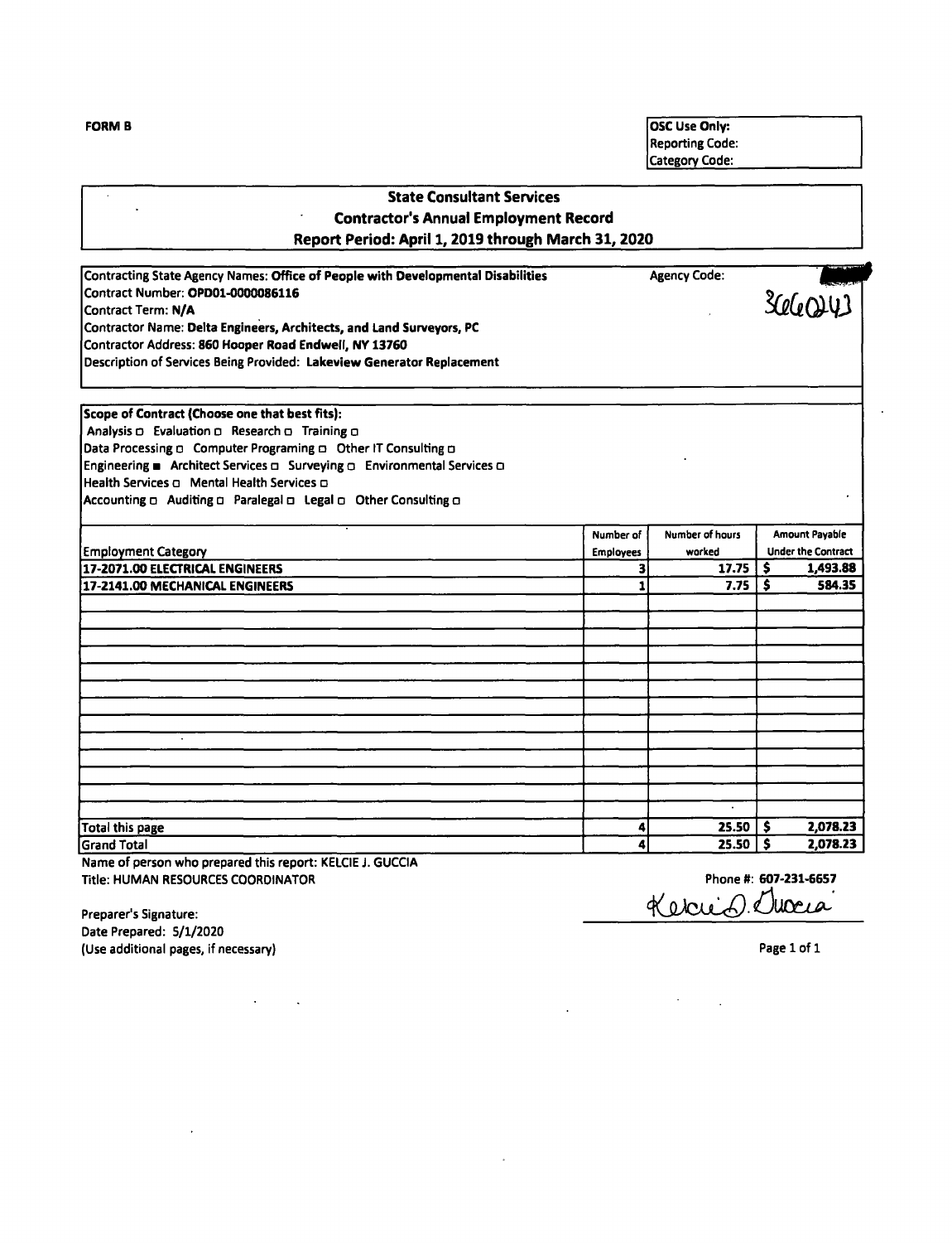**FORM B**

| OSC Use Only: |
|---|
| Reporting Code: |
| Category Code: |

## State Consultant Services
## Contractor's Annual Employment Record
## Report Period: April 1, 2019 through March 31, 2020

Contracting State Agency Names: **Office of People with Developmental Disabilities** Agency Code: 3660243

Contract Number: **OPD01-0000086116**

Contract Term: **N/A**

Contract Name: **Delta Engineers, Architects, and Land Surveyors, PC**

Contractor Address: **860 Hooper Road Endwell, NY 13760**

Description of Services Being Provided: **Lakeview Generator Replacement**

**Scope of Contract (Choose one that best fits):**

Analysis ☐ Evaluation ☐ Research ☐ Training ☐

Data Processing ☐ Computer Programing ☐ Other IT Consulting ☐

Engineering ■ Architect Services ☐ Surveying ☐ Environmental Services ☐

Health Services ☐ Mental Health Services ☐

Accounting ☐ Auditing ☐ Paralegal ☐ Legal ☐ Other Consulting ☐

| Employment Category | Number of Employees | Number of hours worked | Amount Payable Under the Contract |
|---|---|---|---|
| **17-2071.00 ELECTRICAL ENGINEERS** | **3** | **17.75** | **$ 1,493.88** |
| **17-2141.00 MECHANICAL ENGINEERS** | **1** | **7.75** | **$ 584.35** |
| Total this page | **4** | **25.50** | **$ 2,078.23** |
| Grand Total | **4** | **25.50** | **$ 2,078.23** |

Name of person who prepared this report: KELCIE J. GUCCIA

Title: HUMAN RESOURCES COORDINATOR

Phone #: **607-231-6657**

Preparer's Signature: Kelcie J. Guccia

Date Prepared: 5/1/2020

(Use additional pages, if necessary)

Page 1 of 1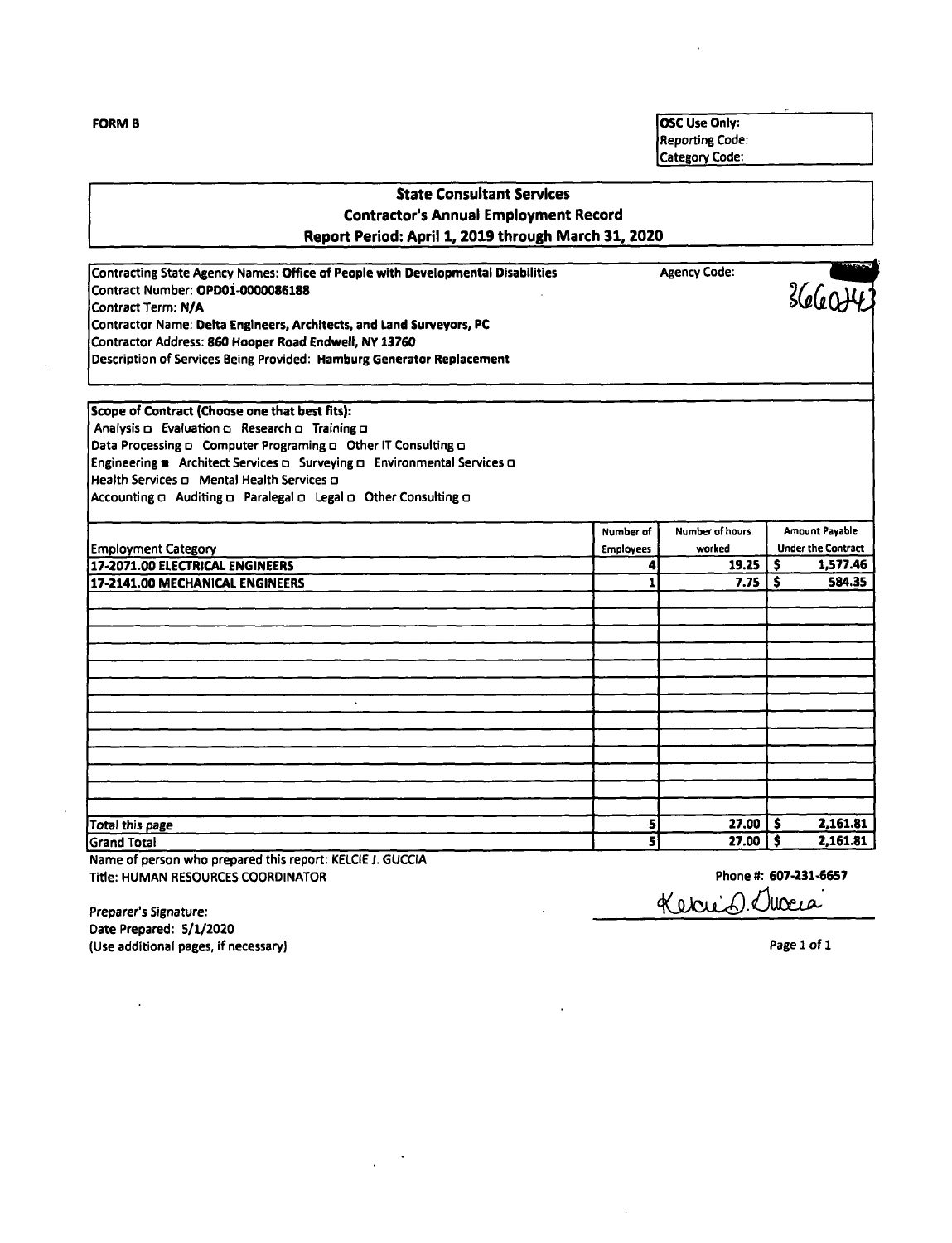**FORM B**

| OSC Use Only: |
|---|
| Reporting Code: |
| Category Code: |

## State Consultant Services
## Contractor's Annual Employment Record
## Report Period: April 1, 2019 through March 31, 2020

Contracting State Agency Names: **Office of People with Developmental Disabilities** Agency Code: 3660243

Contract Number: **OPD01-0000086188**

Contract Term: **N/A**

Contractor Name: **Delta Engineers, Architects, and Land Surveyors, PC**

Contractor Address: **860 Hooper Road Endwell, NY 13760**

Description of Services Being Provided: **Hamburg Generator Replacement**

**Scope of Contract (Choose one that best fits):**

Analysis ☐ Evaluation ☐ Research ☐ Training ☐

Data Processing ☐ Computer Programing ☐ Other IT Consulting ☐

Engineering ■ Architect Services ☐ Surveying ☐ Environmental Services ☐

Health Services ☐ Mental Health Services ☐

Accounting ☐ Auditing ☐ Paralegal ☐ Legal ☐ Other Consulting ☐

| Employment Category | Number of Employees | Number of hours worked | Amount Payable Under the Contract |
|---|---|---|---|
| **17-2071.00 ELECTRICAL ENGINEERS** | **4** | **19.25** | **$ 1,577.46** |
| **17-2141.00 MECHANICAL ENGINEERS** | **1** | **7.75** | **$ 584.35** |
| | | | |
| | | | |
| | | | |
| | | | |
| | | | |
| | | | |
| | | | |
| | | | |
| | | | |
| | | | |
| | | | |
| | | | |
| Total this page | **5** | **27.00** | **$ 2,161.81** |
| Grand Total | **5** | **27.00** | **$ 2,161.81** |

Name of person who prepared this report: KELCIE J. GUCCIA

Title: HUMAN RESOURCES COORDINATOR

Phone #: **607-231-6657**

Preparer's Signature: Kelcie J. Guccia

Date Prepared: 5/1/2020

(Use additional pages, if necessary)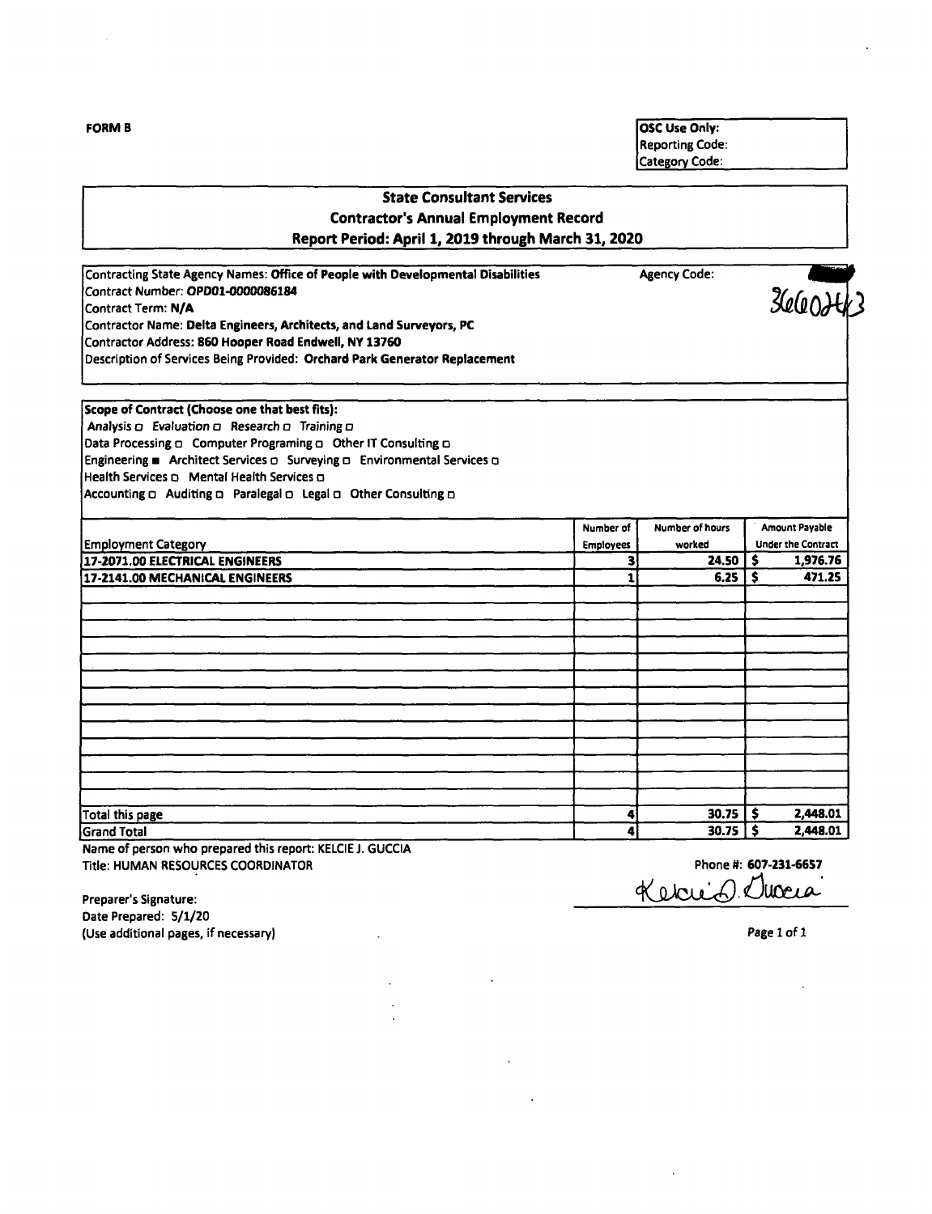**FORM B**

| OSC Use Only: |
|---|
| Reporting Code: |
| Category Code: |

## State Consultant Services
## Contractor's Annual Employment Record
## Report Period: April 1, 2019 through March 31, 2020

Contracting State Agency Names: **Office of People with Developmental Disabilities** Agency Code: 3660243

Contract Number: **OPD01-0000086184**

Contract Term: **N/A**

Contractor Name: **Delta Engineers, Architects, and Land Surveyors, PC**

Contractor Address: **860 Hooper Road Endwell, NY 13760**

Description of Services Being Provided: **Orchard Park Generator Replacement**

**Scope of Contract (Choose one that best fits):**

Analysis ☐ Evaluation ☐ Research ☐ Training ☐

Data Processing ☐ Computer Programing ☐ Other IT Consulting ☐

Engineering ■ Architect Services ☐ Surveying ☐ Environmental Services ☐

Health Services ☐ Mental Health Services ☐

Accounting ☐ Auditing ☐ Paralegal ☐ Legal ☐ Other Consulting ☐

| Employment Category | Number of Employees | Number of hours worked | Amount Payable Under the Contract |
|---|---|---|---|
| **17-2071.00 ELECTRICAL ENGINEERS** | **3** | **24.50** | **$ 1,976.76** |
| **17-2141.00 MECHANICAL ENGINEERS** | **1** | **6.25** | **$ 471.25** |
| | | | |
| Total this page | **4** | **30.75** | **$ 2,448.01** |
| Grand Total | **4** | **30.75** | **$ 2,448.01** |

Name of person who prepared this report: KELCIE J. GUCCIA

Title: HUMAN RESOURCES COORDINATOR Phone #: **607-231-6657**

Preparer's Signature: Kelcie J. Guccia

Date Prepared: 5/1/20

(Use additional pages, if necessary)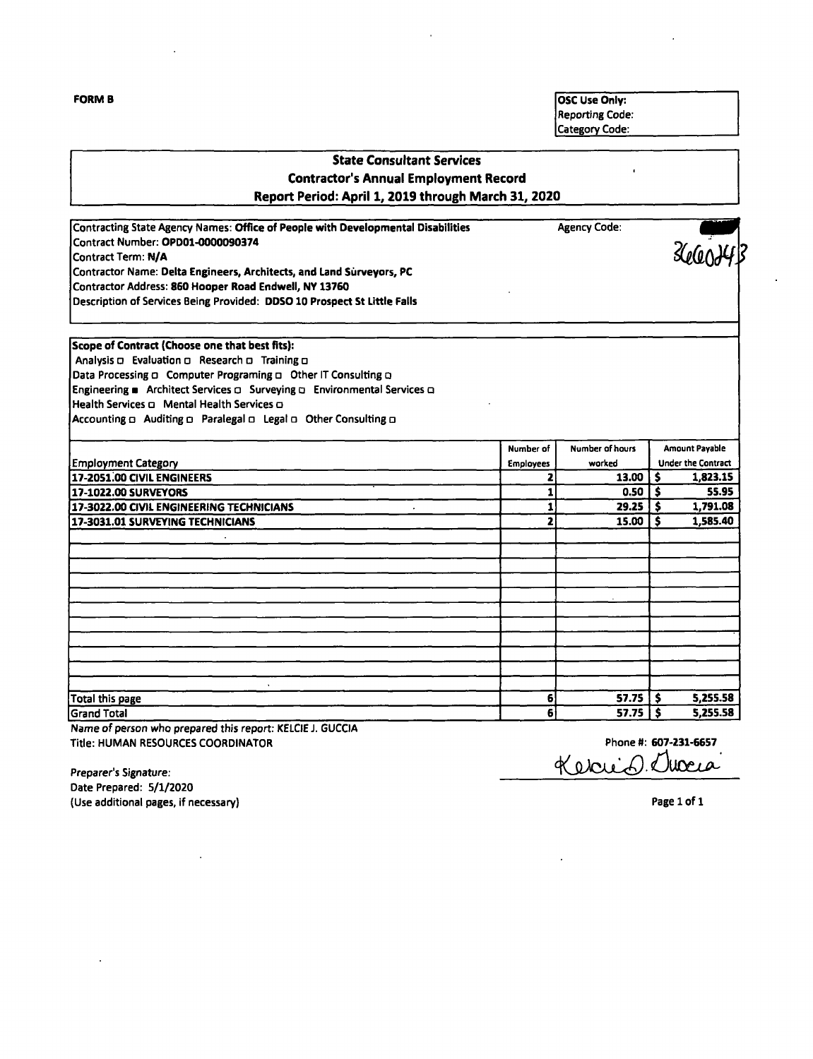**FORM B**

| OSC Use Only: |
|---|
| Reporting Code: |
| Category Code: |

## State Consultant Services
## Contractor's Annual Employment Record
## Report Period: April 1, 2019 through March 31, 2020

Contracting State Agency Names: **Office of People with Developmental Disabilities** Agency Code: 3660243

Contract Number: **OPD01-0000090374**

Contract Term: **N/A**

Contractor Name: **Delta Engineers, Architects, and Land Surveyors, PC**

Contractor Address: **860 Hooper Road Endwell, NY 13760**

Description of Services Being Provided: **DDSO 10 Prospect St Little Falls**

**Scope of Contract (Choose one that best fits):**

Analysis ☐ Evaluation ☐ Research ☐ Training ☐

Data Processing ☐ Computer Programing ☐ Other IT Consulting ☐

Engineering ■ Architect Services ☐ Surveying ☐ Environmental Services ☐

Health Services ☐ Mental Health Services ☐

Accounting ☐ Auditing ☐ Paralegal ☐ Legal ☐ Other Consulting ☐

| Employment Category | Number of Employees | Number of hours worked | Amount Payable Under the Contract |
|---|---|---|---|
| **17-2051.00 CIVIL ENGINEERS** | 2 | 13.00 | $ 1,823.15 |
| **17-1022.00 SURVEYORS** | 1 | 0.50 | $ 55.95 |
| **17-3022.00 CIVIL ENGINEERING TECHNICIANS** | 1 | 29.25 | $ 1,791.08 |
| **17-3031.01 SURVEYING TECHNICIANS** | 2 | 15.00 | $ 1,585.40 |
| | | | |
| Total this page | 6 | 57.75 | $ 5,255.58 |
| Grand Total | 6 | 57.75 | $ 5,255.58 |

Name of person who prepared this report: KELCIE J. GUCCIA

Title: HUMAN RESOURCES COORDINATOR

Phone #: 607-231-6657

Preparer's Signature: Kelcie J. Guccia

Date Prepared: 5/1/2020

(Use additional pages, if necessary)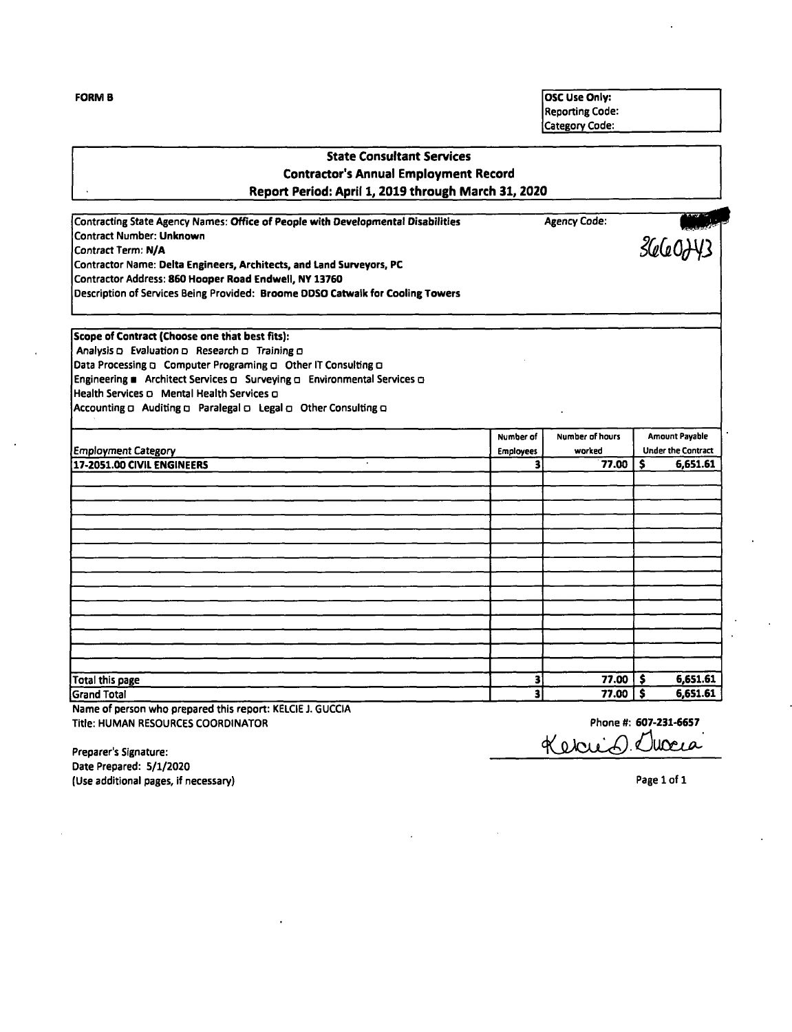**FORM B**

| OSC Use Only: |
|---|
| Reporting Code: |
| Category Code: |

## State Consultant Services
## Contractor's Annual Employment Record
## Report Period: April 1, 2019 through March 31, 2020

Contracting State Agency Names: **Office of People with Developmental Disabilities** Agency Code: 3660243

Contract Number: **Unknown**

Contract Term: **N/A**

Contractor Name: **Delta Engineers, Architects, and Land Surveyors, PC**

Contractor Address: **860 Hooper Road Endwell, NY 13760**

Description of Services Being Provided: **Broome DDSO Catwalk for Cooling Towers**

**Scope of Contract (Choose one that best fits):**

Analysis ☐ Evaluation ☐ Research ☐ Training ☐
Data Processing ☐ Computer Programing ☐ Other IT Consulting ☐
Engineering ■ Architect Services ☐ Surveying ☐ Environmental Services ☐
Health Services ☐ Mental Health Services ☐
Accounting ☐ Auditing ☐ Paralegal ☐ Legal ☐ Other Consulting ☐

| Employment Category | Number of Employees | Number of hours worked | Amount Payable Under the Contract |
|---|---|---|---|
| **17-2051.00 CIVIL ENGINEERS** | **3** | **77.00** | **$ 6,651.61** |
| | | | |
| | | | |
| | | | |
| | | | |
| | | | |
| | | | |
| | | | |
| | | | |
| | | | |
| | | | |
| | | | |
| | | | |
| | | | |
| Total this page | **3** | **77.00** | **$ 6,651.61** |
| Grand Total | **3** | **77.00** | **$ 6,651.61** |

Name of person who prepared this report: KELCIE J. GUCCIA

Title: HUMAN RESOURCES COORDINATOR Phone #: **607-231-6657**

Preparer's Signature: Kelcie J. Guccia

Date Prepared: 5/1/2020

(Use additional pages, if necessary)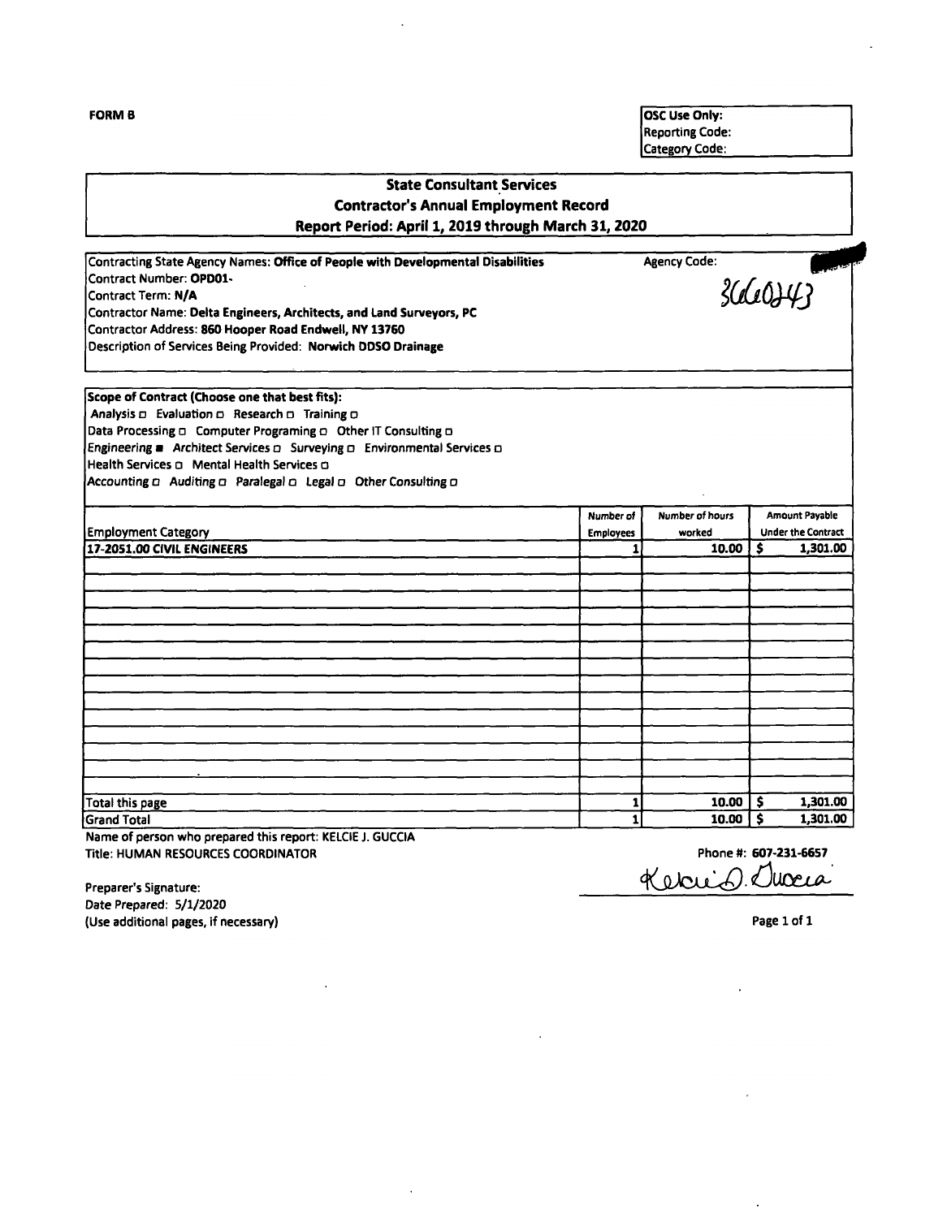FORM B

| OSC Use Only: |
|---|
| Reporting Code: |
| Category Code: |

## State Consultant Services
## Contractor's Annual Employment Record
## Report Period: April 1, 2019 through March 31, 2020

Contracting State Agency Names: **Office of People with Developmental Disabilities**

Agency Code: 3660243

Contract Number: **OPD01-**

Contract Term: **N/A**

Contractor Name: **Delta Engineers, Architects, and Land Surveyors, PC**

Contractor Address: **860 Hooper Road Endwell, NY 13760**

Description of Services Being Provided: **Norwich DDSO Drainage**

**Scope of Contract (Choose one that best fits):**

Analysis ☐ Evaluation ☐ Research ☐ Training ☐

Data Processing ☐ Computer Programing ☐ Other IT Consulting ☐

Engineering ■ Architect Services ☐ Surveying ☐ Environmental Services ☐

Health Services ☐ Mental Health Services ☐

Accounting ☐ Auditing ☐ Paralegal ☐ Legal ☐ Other Consulting ☐

| Employment Category | Number of Employees | Number of hours worked | Amount Payable Under the Contract |
|---|---|---|---|
| **17-2051.00 CIVIL ENGINEERS** | 1 | 10.00 | $ 1,301.00 |
| | | | |
| | | | |
| | | | |
| | | | |
| | | | |
| | | | |
| | | | |
| | | | |
| | | | |
| | | | |
| | | | |
| | | | |
| | | | |
| Total this page | 1 | 10.00 | $ 1,301.00 |
| Grand Total | 1 | 10.00 | $ 1,301.00 |

Name of person who prepared this report: KELCIE J. GUCCIA

Title: HUMAN RESOURCES COORDINATOR

Phone #: **607-231-6657**

Preparer's Signature: Kelcie J. Guccia

Date Prepared: 5/1/2020

(Use additional pages, if necessary)